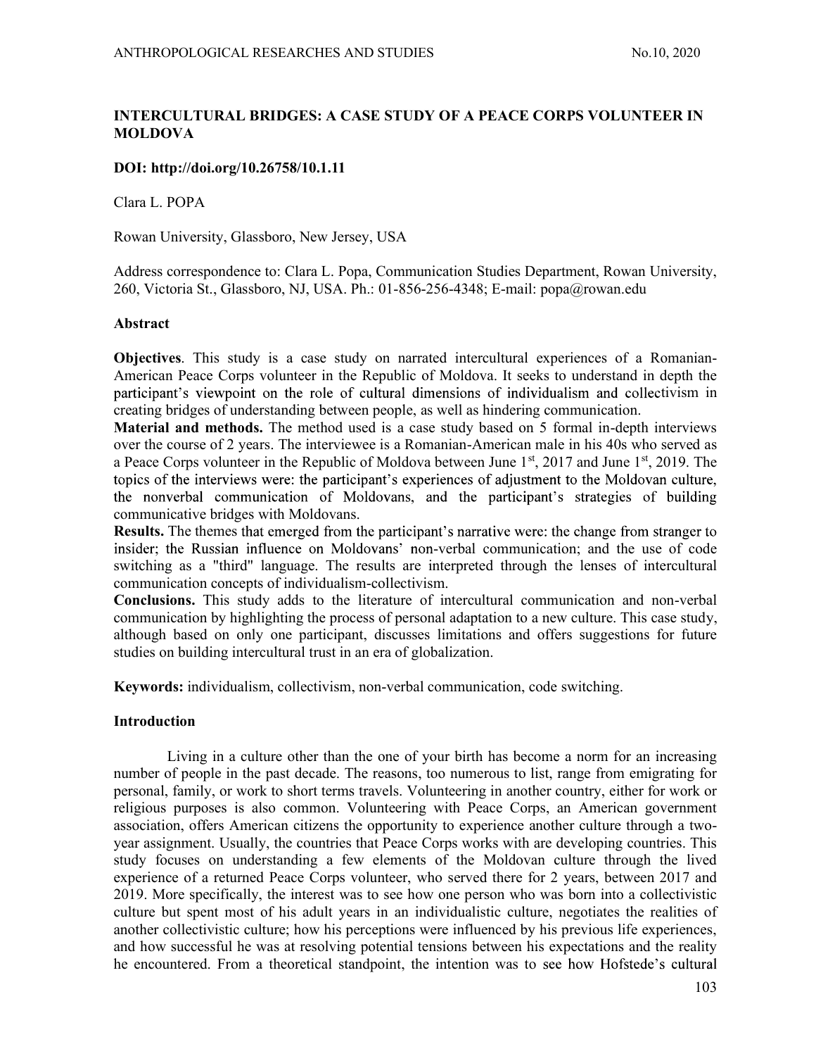# INTERCULTURAL BRIDGES: A CASE STUDY OF A PEACE CORPS VOLUNTEER IN MOLDOVA

**DOI: http://doi.org/10.26758/10.1.11**

Clara L. POPA

Rowan University, Glassboro, New Jersey, USA

Address correspondence to: Clara L. Popa, Communication Studies Department, Rowan University, 260, Victoria St., Glassboro, NJ, USA. Ph.: 01-856-256-4348; E-mail: popa@rowan.edu

## Abstract

**Objectives**. This study is a case study on narrated intercultural experiences of a Romanian-American Peace Corps volunteer in the Republic of Moldova. It seeks to understand in depth the participant's viewpoint on the role of cultural dimensions of individualism and collectivism in creating bridges of understanding between people, as well as hindering communication.

**Material and methods.** The method used is a case study based on 5 formal in-depth interviews over the course of 2 years. The interviewee is a Romanian-American male in his 40s who served as a Peace Corps volunteer in the Republic of Moldova between June 1st, 2017 and June 1st, 2019. The topics of the interviews were: the participant's experiences of adjustment to the Moldovan culture, the nonverbal communication of Moldovans, and the participant's strategies of building communicative bridges with Moldovans.

**Results.** The themes that emerged from the participant's narrative were: the change from stranger to insider; the Russian influence on Moldovans' non-verbal communication; and the use of code switching as a "third" language. The results are interpreted through the lenses of intercultural communication concepts of individualism-collectivism.

**Conclusions.** This study adds to the literature of intercultural communication and non-verbal communication by highlighting the process of personal adaptation to a new culture. This case study, although based on only one participant, discusses limitations and offers suggestions for future studies on building intercultural trust in an era of globalization.

**Keywords:** individualism, collectivism, non-verbal communication, code switching.

## Introduction

Living in a culture other than the one of your birth has become a norm for an increasing number of people in the past decade. The reasons, too numerous to list, range from emigrating for personal, family, or work to short terms travels. Volunteering in another country, either for work or religious purposes is also common. Volunteering with Peace Corps, an American government association, offers American citizens the opportunity to experience another culture through a two-year assignment. Usually, the countries that Peace Corps works with are developing countries. This study focuses on understanding a few elements of the Moldovan culture through the lived experience of a returned Peace Corps volunteer, who served there for 2 years, between 2017 and 2019. More specifically, the interest was to see how one person who was born into a collectivistic culture but spent most of his adult years in an individualistic culture, negotiates the realities of another collectivistic culture; how his perceptions were influenced by his previous life experiences, and how successful he was at resolving potential tensions between his expectations and the reality he encountered. From a theoretical standpoint, the intention was to see how Hofstede's cultural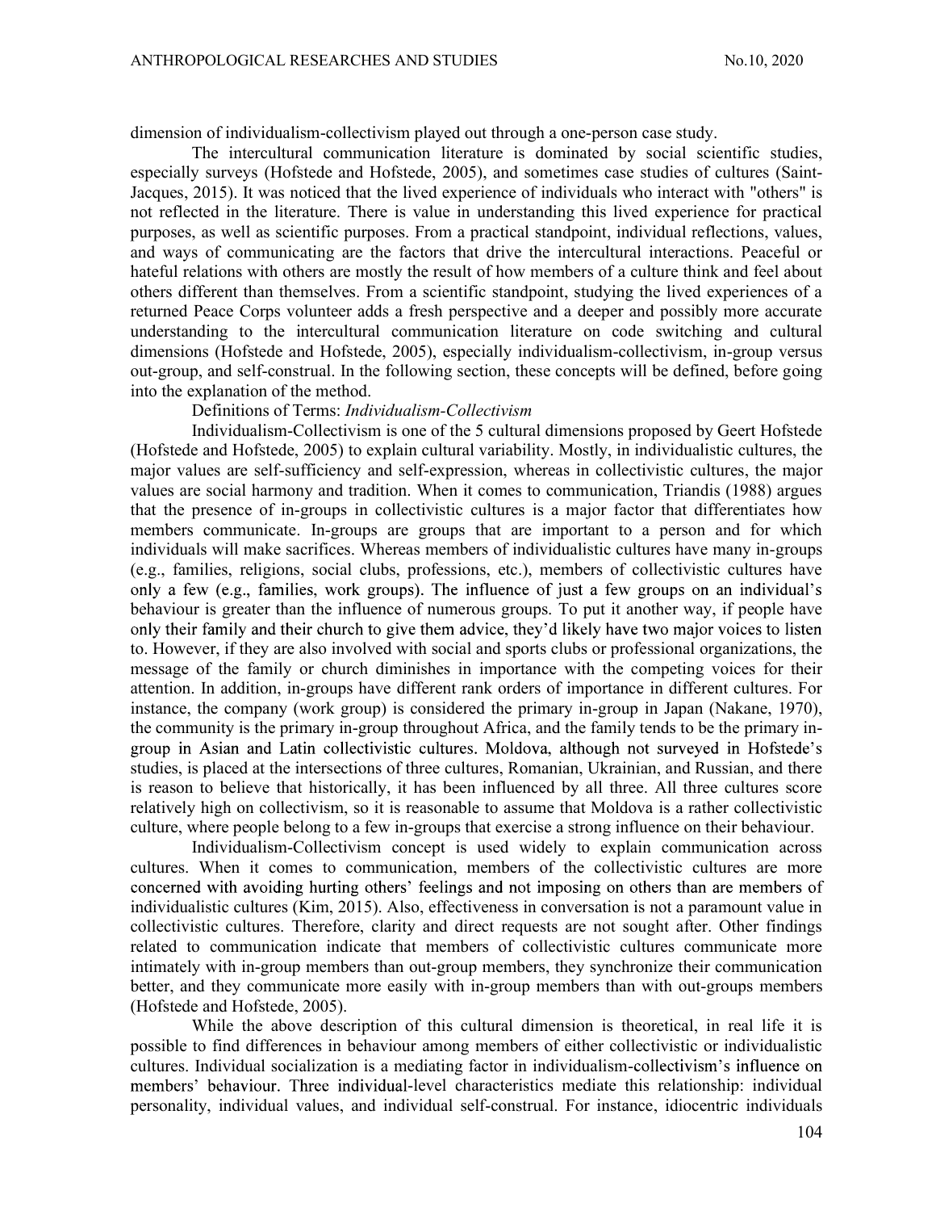dimension of individualism-collectivism played out through a one-person case study.

The intercultural communication literature is dominated by social scientific studies, especially surveys (Hofstede and Hofstede, 2005), and sometimes case studies of cultures (Saint-Jacques, 2015). It was noticed that the lived experience of individuals who interact with "others" is not reflected in the literature. There is value in understanding this lived experience for practical purposes, as well as scientific purposes. From a practical standpoint, individual reflections, values, and ways of communicating are the factors that drive the intercultural interactions. Peaceful or hateful relations with others are mostly the result of how members of a culture think and feel about others different than themselves. From a scientific standpoint, studying the lived experiences of a returned Peace Corps volunteer adds a fresh perspective and a deeper and possibly more accurate understanding to the intercultural communication literature on code switching and cultural dimensions (Hofstede and Hofstede, 2005), especially individualism-collectivism, in-group versus out-group, and self-construal. In the following section, these concepts will be defined, before going into the explanation of the method.

Definitions of Terms: *Individualism-Collectivism*

Individualism-Collectivism is one of the 5 cultural dimensions proposed by Geert Hofstede (Hofstede and Hofstede, 2005) to explain cultural variability. Mostly, in individualistic cultures, the major values are self-sufficiency and self-expression, whereas in collectivistic cultures, the major values are social harmony and tradition. When it comes to communication, Triandis (1988) argues that the presence of in-groups in collectivistic cultures is a major factor that differentiates how members communicate. In-groups are groups that are important to a person and for which individuals will make sacrifices. Whereas members of individualistic cultures have many in-groups (e.g., families, religions, social clubs, professions, etc.), members of collectivistic cultures have only a few (e.g., families, work groups). The influence of just a few groups on an individual's behaviour is greater than the influence of numerous groups. To put it another way, if people have only their family and their church to give them advice, they'd likely have two major voices to listen to. However, if they are also involved with social and sports clubs or professional organizations, the message of the family or church diminishes in importance with the competing voices for their attention. In addition, in-groups have different rank orders of importance in different cultures. For instance, the company (work group) is considered the primary in-group in Japan (Nakane, 1970), the community is the primary in-group throughout Africa, and the family tends to be the primary in-group in Asian and Latin collectivistic cultures. Moldova, although not surveyed in Hofstede's studies, is placed at the intersections of three cultures, Romanian, Ukrainian, and Russian, and there is reason to believe that historically, it has been influenced by all three. All three cultures score relatively high on collectivism, so it is reasonable to assume that Moldova is a rather collectivistic culture, where people belong to a few in-groups that exercise a strong influence on their behaviour.

Individualism-Collectivism concept is used widely to explain communication across cultures. When it comes to communication, members of the collectivistic cultures are more concerned with avoiding hurting others' feelings and not imposing on others than are members of individualistic cultures (Kim, 2015). Also, effectiveness in conversation is not a paramount value in collectivistic cultures. Therefore, clarity and direct requests are not sought after. Other findings related to communication indicate that members of collectivistic cultures communicate more intimately with in-group members than out-group members, they synchronize their communication better, and they communicate more easily with in-group members than with out-groups members (Hofstede and Hofstede, 2005).

While the above description of this cultural dimension is theoretical, in real life it is possible to find differences in behaviour among members of either collectivistic or individualistic cultures. Individual socialization is a mediating factor in individualism-collectivism's influence on members' behaviour. Three individual-level characteristics mediate this relationship: individual personality, individual values, and individual self-construal. For instance, idiocentric individuals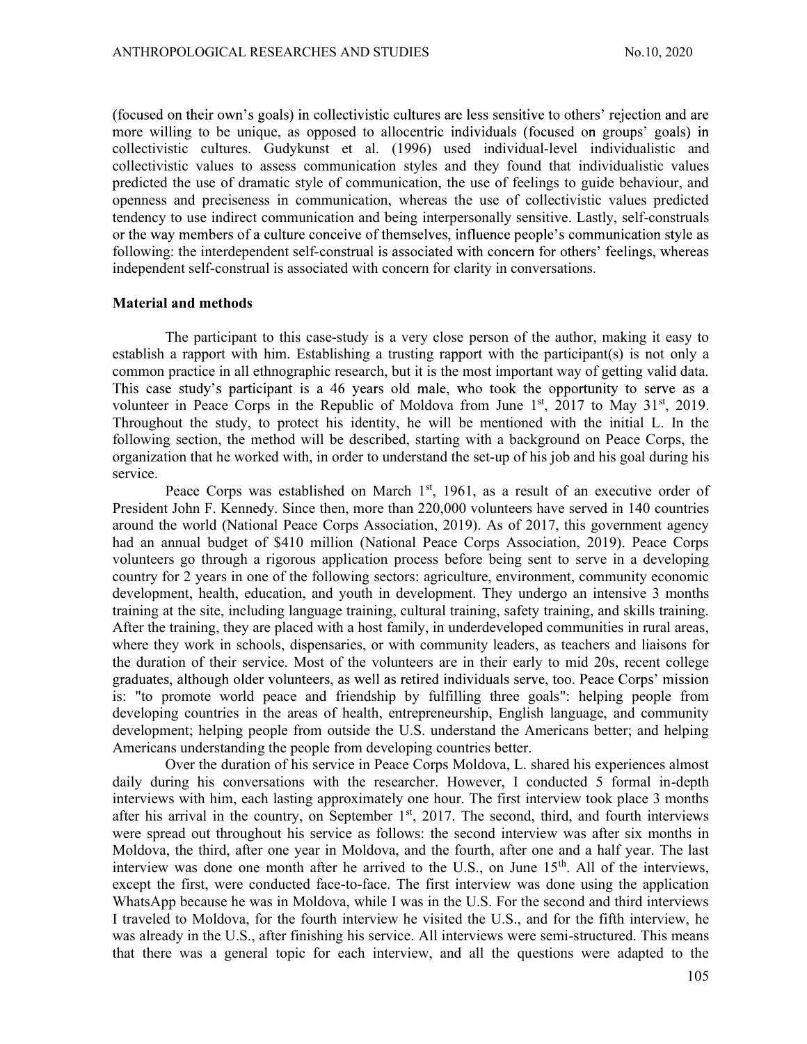(focused on their own's goals) in collectivistic cultures are less sensitive to others' rejection and are more willing to be unique, as opposed to allocentric individuals (focused on groups' goals) in collectivistic cultures. Gudykunst et al. (1996) used individual-level individualistic and collectivistic values to assess communication styles and they found that individualistic values predicted the use of dramatic style of communication, the use of feelings to guide behaviour, and openness and preciseness in communication, whereas the use of collectivistic values predicted tendency to use indirect communication and being interpersonally sensitive. Lastly, self-construals or the way members of a culture conceive of themselves, influence people's communication style as following: the interdependent self-construal is associated with concern for others' feelings, whereas independent self-construal is associated with concern for clarity in conversations.

## Material and methods

The participant to this case-study is a very close person of the author, making it easy to establish a rapport with him. Establishing a trusting rapport with the participant(s) is not only a common practice in all ethnographic research, but it is the most important way of getting valid data. This case study's participant is a 46 years old male, who took the opportunity to serve as a volunteer in Peace Corps in the Republic of Moldova from June 1st, 2017 to May 31st, 2019. Throughout the study, to protect his identity, he will be mentioned with the initial L. In the following section, the method will be described, starting with a background on Peace Corps, the organization that he worked with, in order to understand the set-up of his job and his goal during his service.

Peace Corps was established on March 1st, 1961, as a result of an executive order of President John F. Kennedy. Since then, more than 220,000 volunteers have served in 140 countries around the world (National Peace Corps Association, 2019). As of 2017, this government agency had an annual budget of $410 million (National Peace Corps Association, 2019). Peace Corps volunteers go through a rigorous application process before being sent to serve in a developing country for 2 years in one of the following sectors: agriculture, environment, community economic development, health, education, and youth in development. They undergo an intensive 3 months training at the site, including language training, cultural training, safety training, and skills training. After the training, they are placed with a host family, in underdeveloped communities in rural areas, where they work in schools, dispensaries, or with community leaders, as teachers and liaisons for the duration of their service. Most of the volunteers are in their early to mid 20s, recent college graduates, although older volunteers, as well as retired individuals serve, too. Peace Corps' mission is: "to promote world peace and friendship by fulfilling three goals": helping people from developing countries in the areas of health, entrepreneurship, English language, and community development; helping people from outside the U.S. understand the Americans better; and helping Americans understanding the people from developing countries better.

Over the duration of his service in Peace Corps Moldova, L. shared his experiences almost daily during his conversations with the researcher. However, I conducted 5 formal in-depth interviews with him, each lasting approximately one hour. The first interview took place 3 months after his arrival in the country, on September 1st, 2017. The second, third, and fourth interviews were spread out throughout his service as follows: the second interview was after six months in Moldova, the third, after one year in Moldova, and the fourth, after one and a half year. The last interview was done one month after he arrived to the U.S., on June 15th. All of the interviews, except the first, were conducted face-to-face. The first interview was done using the application WhatsApp because he was in Moldova, while I was in the U.S. For the second and third interviews I traveled to Moldova, for the fourth interview he visited the U.S., and for the fifth interview, he was already in the U.S., after finishing his service. All interviews were semi-structured. This means that there was a general topic for each interview, and all the questions were adapted to the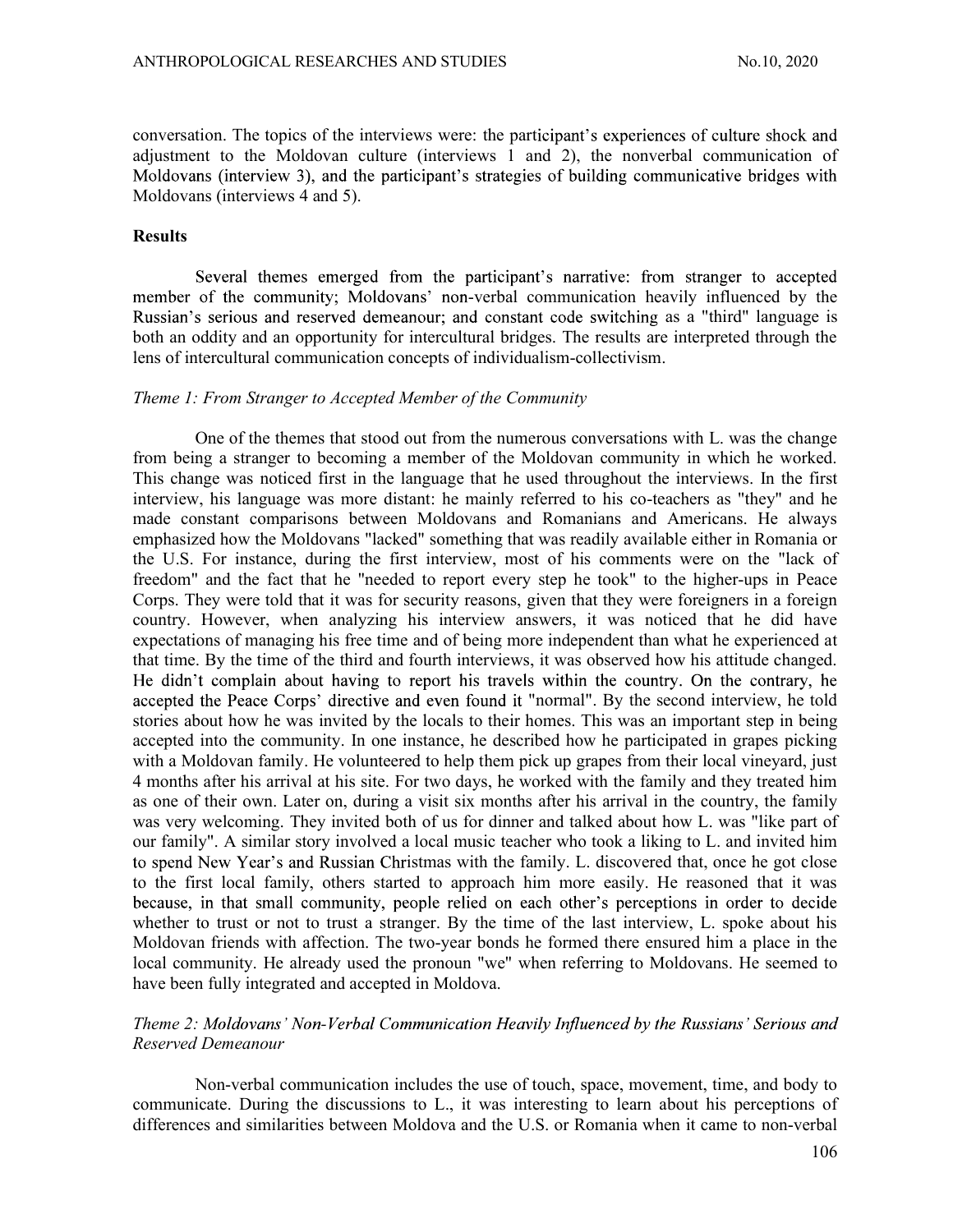conversation. The topics of the interviews were: the participant's experiences of culture shock and adjustment to the Moldovan culture (interviews 1 and 2), the nonverbal communication of Moldovans (interview 3), and the participant's strategies of building communicative bridges with Moldovans (interviews 4 and 5).

## Results

Several themes emerged from the participant's narrative: from stranger to accepted member of the community; Moldovans' non-verbal communication heavily influenced by the Russian's serious and reserved demeanour; and constant code switching as a "third" language is both an oddity and an opportunity for intercultural bridges. The results are interpreted through the lens of intercultural communication concepts of individualism-collectivism.

### *Theme 1: From Stranger to Accepted Member of the Community*

One of the themes that stood out from the numerous conversations with L. was the change from being a stranger to becoming a member of the Moldovan community in which he worked. This change was noticed first in the language that he used throughout the interviews. In the first interview, his language was more distant: he mainly referred to his co-teachers as "they" and he made constant comparisons between Moldovans and Romanians and Americans. He always emphasized how the Moldovans "lacked" something that was readily available either in Romania or the U.S. For instance, during the first interview, most of his comments were on the "lack of freedom" and the fact that he "needed to report every step he took" to the higher-ups in Peace Corps. They were told that it was for security reasons, given that they were foreigners in a foreign country. However, when analyzing his interview answers, it was noticed that he did have expectations of managing his free time and of being more independent than what he experienced at that time. By the time of the third and fourth interviews, it was observed how his attitude changed. He didn't complain about having to report his travels within the country. On the contrary, he accepted the Peace Corps' directive and even found it "normal". By the second interview, he told stories about how he was invited by the locals to their homes. This was an important step in being accepted into the community. In one instance, he described how he participated in grapes picking with a Moldovan family. He volunteered to help them pick up grapes from their local vineyard, just 4 months after his arrival at his site. For two days, he worked with the family and they treated him as one of their own. Later on, during a visit six months after his arrival in the country, the family was very welcoming. They invited both of us for dinner and talked about how L. was "like part of our family". A similar story involved a local music teacher who took a liking to L. and invited him to spend New Year's and Russian Christmas with the family. L. discovered that, once he got close to the first local family, others started to approach him more easily. He reasoned that it was because, in that small community, people relied on each other's perceptions in order to decide whether to trust or not to trust a stranger. By the time of the last interview, L. spoke about his Moldovan friends with affection. The two-year bonds he formed there ensured him a place in the local community. He already used the pronoun "we" when referring to Moldovans. He seemed to have been fully integrated and accepted in Moldova.

### *Theme 2: Moldovans' Non-Verbal Communication Heavily Influenced by the Russians' Serious and Reserved Demeanour*

Non-verbal communication includes the use of touch, space, movement, time, and body to communicate. During the discussions to L., it was interesting to learn about his perceptions of differences and similarities between Moldova and the U.S. or Romania when it came to non-verbal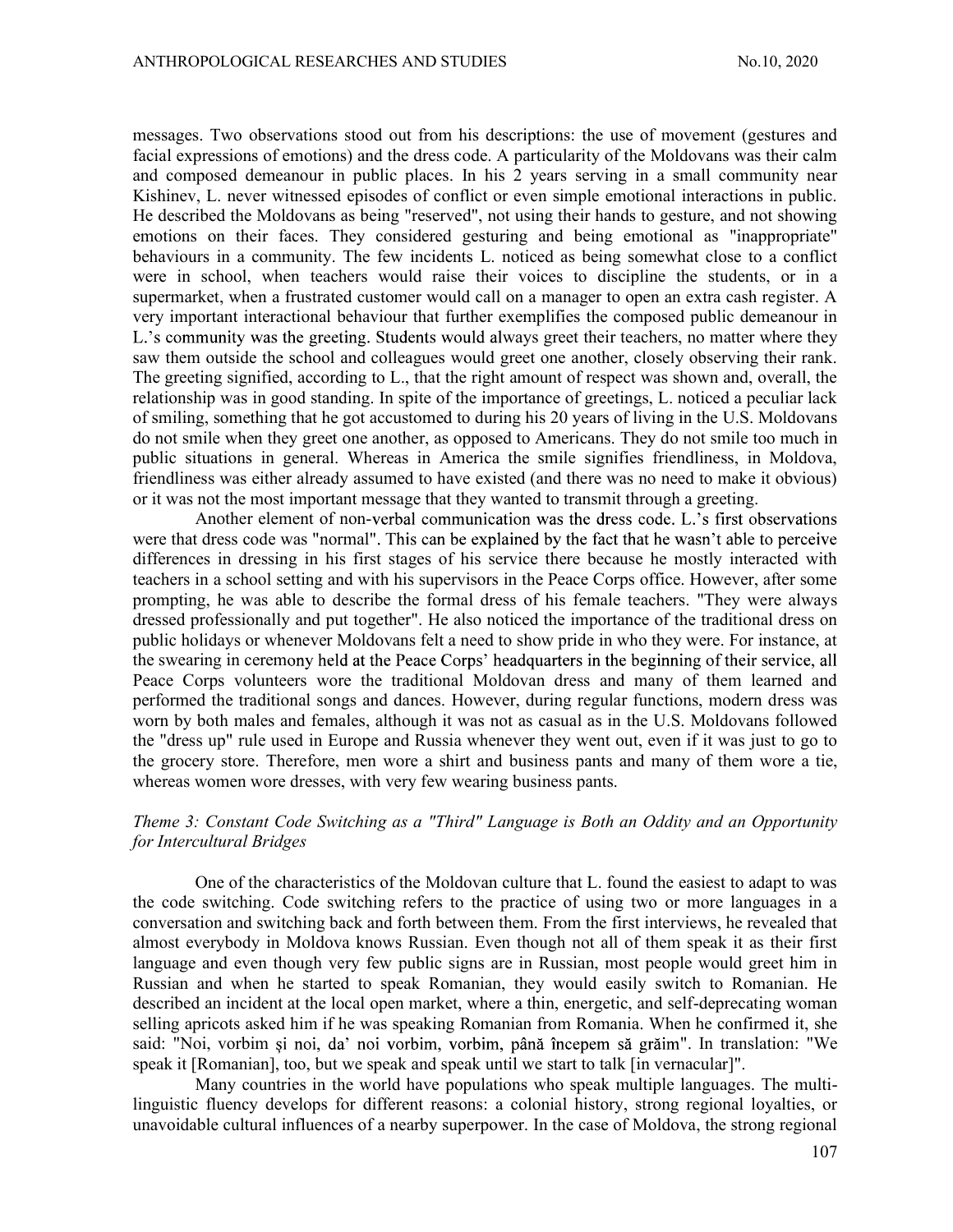messages. Two observations stood out from his descriptions: the use of movement (gestures and facial expressions of emotions) and the dress code. A particularity of the Moldovans was their calm and composed demeanour in public places. In his 2 years serving in a small community near Kishinev, L. never witnessed episodes of conflict or even simple emotional interactions in public. He described the Moldovans as being "reserved", not using their hands to gesture, and not showing emotions on their faces. They considered gesturing and being emotional as "inappropriate" behaviours in a community. The few incidents L. noticed as being somewhat close to a conflict were in school, when teachers would raise their voices to discipline the students, or in a supermarket, when a frustrated customer would call on a manager to open an extra cash register. A very important interactional behaviour that further exemplifies the composed public demeanour in L.'s community was the greeting. Students would always greet their teachers, no matter where they saw them outside the school and colleagues would greet one another, closely observing their rank. The greeting signified, according to L., that the right amount of respect was shown and, overall, the relationship was in good standing. In spite of the importance of greetings, L. noticed a peculiar lack of smiling, something that he got accustomed to during his 20 years of living in the U.S. Moldovans do not smile when they greet one another, as opposed to Americans. They do not smile too much in public situations in general. Whereas in America the smile signifies friendliness, in Moldova, friendliness was either already assumed to have existed (and there was no need to make it obvious) or it was not the most important message that they wanted to transmit through a greeting.

Another element of non-verbal communication was the dress code. L.'s first observations were that dress code was "normal". This can be explained by the fact that he wasn't able to perceive differences in dressing in his first stages of his service there because he mostly interacted with teachers in a school setting and with his supervisors in the Peace Corps office. However, after some prompting, he was able to describe the formal dress of his female teachers. "They were always dressed professionally and put together". He also noticed the importance of the traditional dress on public holidays or whenever Moldovans felt a need to show pride in who they were. For instance, at the swearing in ceremony held at the Peace Corps' headquarters in the beginning of their service, all Peace Corps volunteers wore the traditional Moldovan dress and many of them learned and performed the traditional songs and dances. However, during regular functions, modern dress was worn by both males and females, although it was not as casual as in the U.S. Moldovans followed the "dress up" rule used in Europe and Russia whenever they went out, even if it was just to go to the grocery store. Therefore, men wore a shirt and business pants and many of them wore a tie, whereas women wore dresses, with very few wearing business pants.

*Theme 3: Constant Code Switching as a "Third" Language is Both an Oddity and an Opportunity for Intercultural Bridges*

One of the characteristics of the Moldovan culture that L. found the easiest to adapt to was the code switching. Code switching refers to the practice of using two or more languages in a conversation and switching back and forth between them. From the first interviews, he revealed that almost everybody in Moldova knows Russian. Even though not all of them speak it as their first language and even though very few public signs are in Russian, most people would greet him in Russian and when he started to speak Romanian, they would easily switch to Romanian. He described an incident at the local open market, where a thin, energetic, and self-deprecating woman selling apricots asked him if he was speaking Romanian from Romania. When he confirmed it, she said: "Noi, vorbim şi noi, da' noi vorbim, vorbim, până începem să grăim". In translation: "We speak it [Romanian], too, but we speak and speak until we start to talk [in vernacular]".

Many countries in the world have populations who speak multiple languages. The multi-linguistic fluency develops for different reasons: a colonial history, strong regional loyalties, or unavoidable cultural influences of a nearby superpower. In the case of Moldova, the strong regional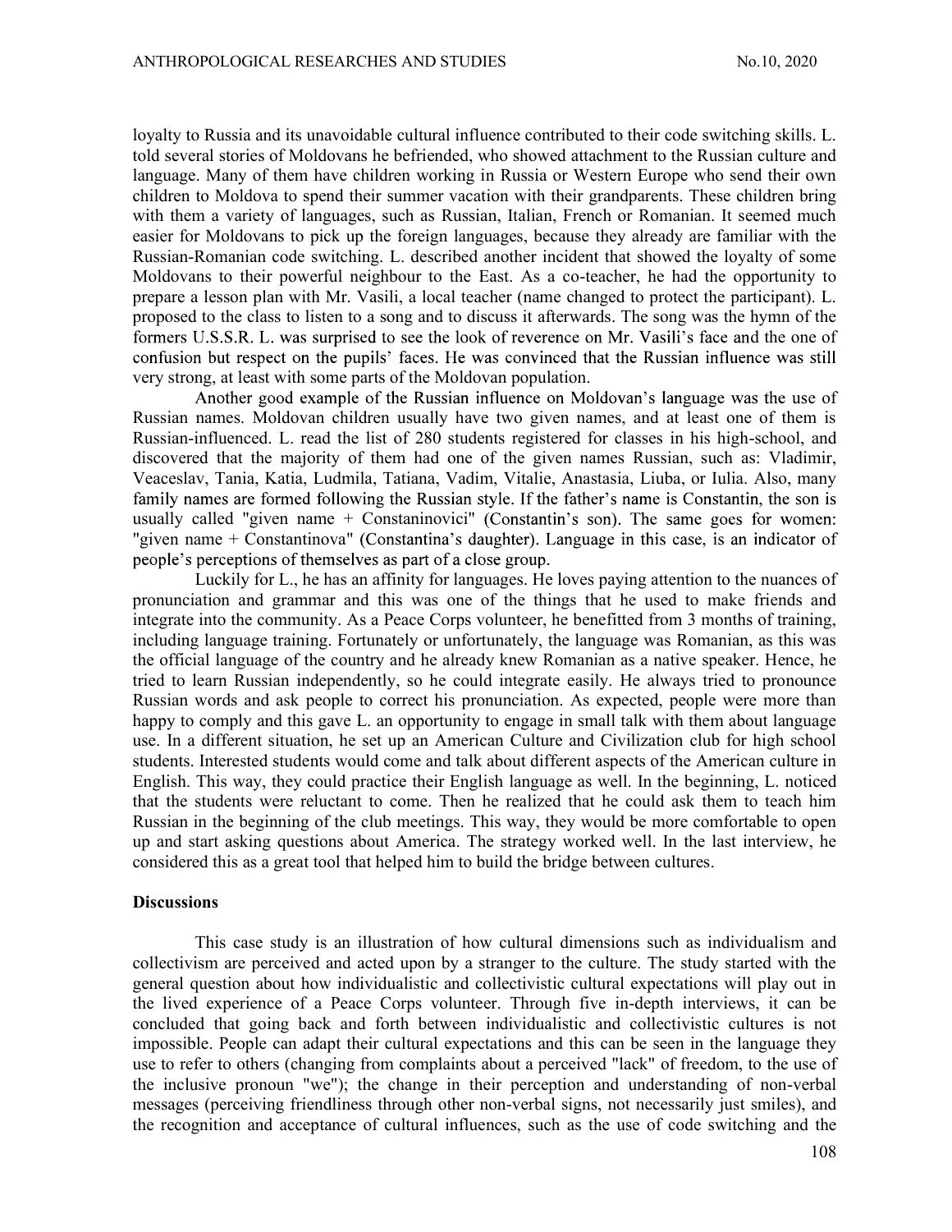loyalty to Russia and its unavoidable cultural influence contributed to their code switching skills. L. told several stories of Moldovans he befriended, who showed attachment to the Russian culture and language. Many of them have children working in Russia or Western Europe who send their own children to Moldova to spend their summer vacation with their grandparents. These children bring with them a variety of languages, such as Russian, Italian, French or Romanian. It seemed much easier for Moldovans to pick up the foreign languages, because they already are familiar with the Russian-Romanian code switching. L. described another incident that showed the loyalty of some Moldovans to their powerful neighbour to the East. As a co-teacher, he had the opportunity to prepare a lesson plan with Mr. Vasili, a local teacher (name changed to protect the participant). L. proposed to the class to listen to a song and to discuss it afterwards. The song was the hymn of the formers U.S.S.R. L. was surprised to see the look of reverence on Mr. Vasili's face and the one of confusion but respect on the pupils' faces. He was convinced that the Russian influence was still very strong, at least with some parts of the Moldovan population.

Another good example of the Russian influence on Moldovan's language was the use of Russian names. Moldovan children usually have two given names, and at least one of them is Russian-influenced. L. read the list of 280 students registered for classes in his high-school, and discovered that the majority of them had one of the given names Russian, such as: Vladimir, Veaceslav, Tania, Katia, Ludmila, Tatiana, Vadim, Vitalie, Anastasia, Liuba, or Iulia. Also, many family names are formed following the Russian style. If the father's name is Constantin, the son is usually called "given name + Constaninovici" (Constantin's son). The same goes for women: "given name + Constantinova" (Constantina's daughter). Language in this case, is an indicator of people's perceptions of themselves as part of a close group.

Luckily for L., he has an affinity for languages. He loves paying attention to the nuances of pronunciation and grammar and this was one of the things that he used to make friends and integrate into the community. As a Peace Corps volunteer, he benefitted from 3 months of training, including language training. Fortunately or unfortunately, the language was Romanian, as this was the official language of the country and he already knew Romanian as a native speaker. Hence, he tried to learn Russian independently, so he could integrate easily. He always tried to pronounce Russian words and ask people to correct his pronunciation. As expected, people were more than happy to comply and this gave L. an opportunity to engage in small talk with them about language use. In a different situation, he set up an American Culture and Civilization club for high school students. Interested students would come and talk about different aspects of the American culture in English. This way, they could practice their English language as well. In the beginning, L. noticed that the students were reluctant to come. Then he realized that he could ask them to teach him Russian in the beginning of the club meetings. This way, they would be more comfortable to open up and start asking questions about America. The strategy worked well. In the last interview, he considered this as a great tool that helped him to build the bridge between cultures.

## Discussions

This case study is an illustration of how cultural dimensions such as individualism and collectivism are perceived and acted upon by a stranger to the culture. The study started with the general question about how individualistic and collectivistic cultural expectations will play out in the lived experience of a Peace Corps volunteer. Through five in-depth interviews, it can be concluded that going back and forth between individualistic and collectivistic cultures is not impossible. People can adapt their cultural expectations and this can be seen in the language they use to refer to others (changing from complaints about a perceived "lack" of freedom, to the use of the inclusive pronoun "we"); the change in their perception and understanding of non-verbal messages (perceiving friendliness through other non-verbal signs, not necessarily just smiles), and the recognition and acceptance of cultural influences, such as the use of code switching and the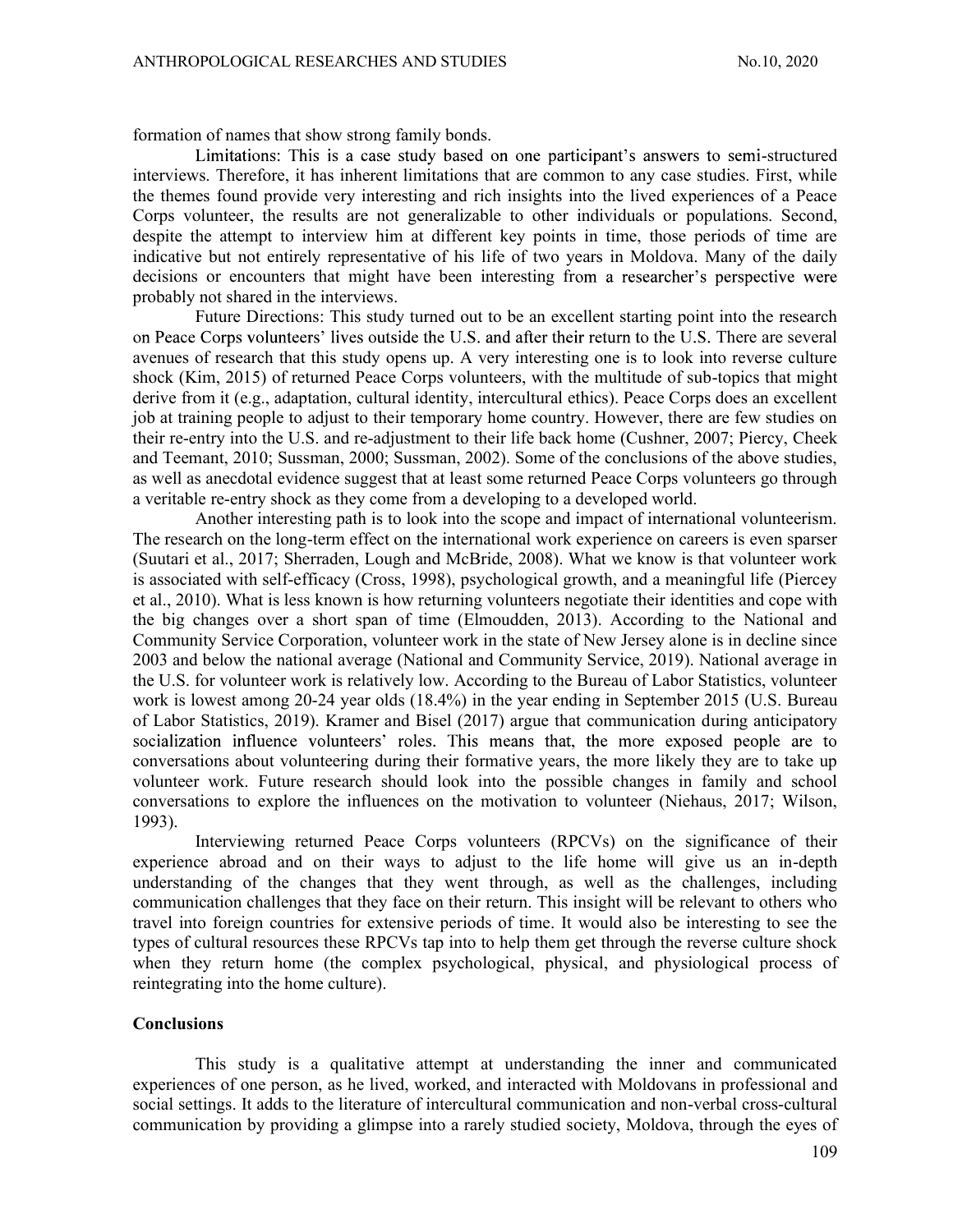formation of names that show strong family bonds.

Limitations: This is a case study based on one participant's answers to semi-structured interviews. Therefore, it has inherent limitations that are common to any case studies. First, while the themes found provide very interesting and rich insights into the lived experiences of a Peace Corps volunteer, the results are not generalizable to other individuals or populations. Second, despite the attempt to interview him at different key points in time, those periods of time are indicative but not entirely representative of his life of two years in Moldova. Many of the daily decisions or encounters that might have been interesting from a researcher's perspective were probably not shared in the interviews.

Future Directions: This study turned out to be an excellent starting point into the research on Peace Corps volunteers' lives outside the U.S. and after their return to the U.S. There are several avenues of research that this study opens up. A very interesting one is to look into reverse culture shock (Kim, 2015) of returned Peace Corps volunteers, with the multitude of sub-topics that might derive from it (e.g., adaptation, cultural identity, intercultural ethics). Peace Corps does an excellent job at training people to adjust to their temporary home country. However, there are few studies on their re-entry into the U.S. and re-adjustment to their life back home (Cushner, 2007; Piercy, Cheek and Teemant, 2010; Sussman, 2000; Sussman, 2002). Some of the conclusions of the above studies, as well as anecdotal evidence suggest that at least some returned Peace Corps volunteers go through a veritable re-entry shock as they come from a developing to a developed world.

Another interesting path is to look into the scope and impact of international volunteerism. The research on the long-term effect on the international work experience on careers is even sparser (Suutari et al., 2017; Sherraden, Lough and McBride, 2008). What we know is that volunteer work is associated with self-efficacy (Cross, 1998), psychological growth, and a meaningful life (Piercey et al., 2010). What is less known is how returning volunteers negotiate their identities and cope with the big changes over a short span of time (Elmoudden, 2013). According to the National and Community Service Corporation, volunteer work in the state of New Jersey alone is in decline since 2003 and below the national average (National and Community Service, 2019). National average in the U.S. for volunteer work is relatively low. According to the Bureau of Labor Statistics, volunteer work is lowest among 20-24 year olds (18.4%) in the year ending in September 2015 (U.S. Bureau of Labor Statistics, 2019). Kramer and Bisel (2017) argue that communication during anticipatory socialization influence volunteers' roles. This means that, the more exposed people are to conversations about volunteering during their formative years, the more likely they are to take up volunteer work. Future research should look into the possible changes in family and school conversations to explore the influences on the motivation to volunteer (Niehaus, 2017; Wilson, 1993).

Interviewing returned Peace Corps volunteers (RPCVs) on the significance of their experience abroad and on their ways to adjust to the life home will give us an in-depth understanding of the changes that they went through, as well as the challenges, including communication challenges that they face on their return. This insight will be relevant to others who travel into foreign countries for extensive periods of time. It would also be interesting to see the types of cultural resources these RPCVs tap into to help them get through the reverse culture shock when they return home (the complex psychological, physical, and physiological process of reintegrating into the home culture).

## Conclusions

This study is a qualitative attempt at understanding the inner and communicated experiences of one person, as he lived, worked, and interacted with Moldovans in professional and social settings. It adds to the literature of intercultural communication and non-verbal cross-cultural communication by providing a glimpse into a rarely studied society, Moldova, through the eyes of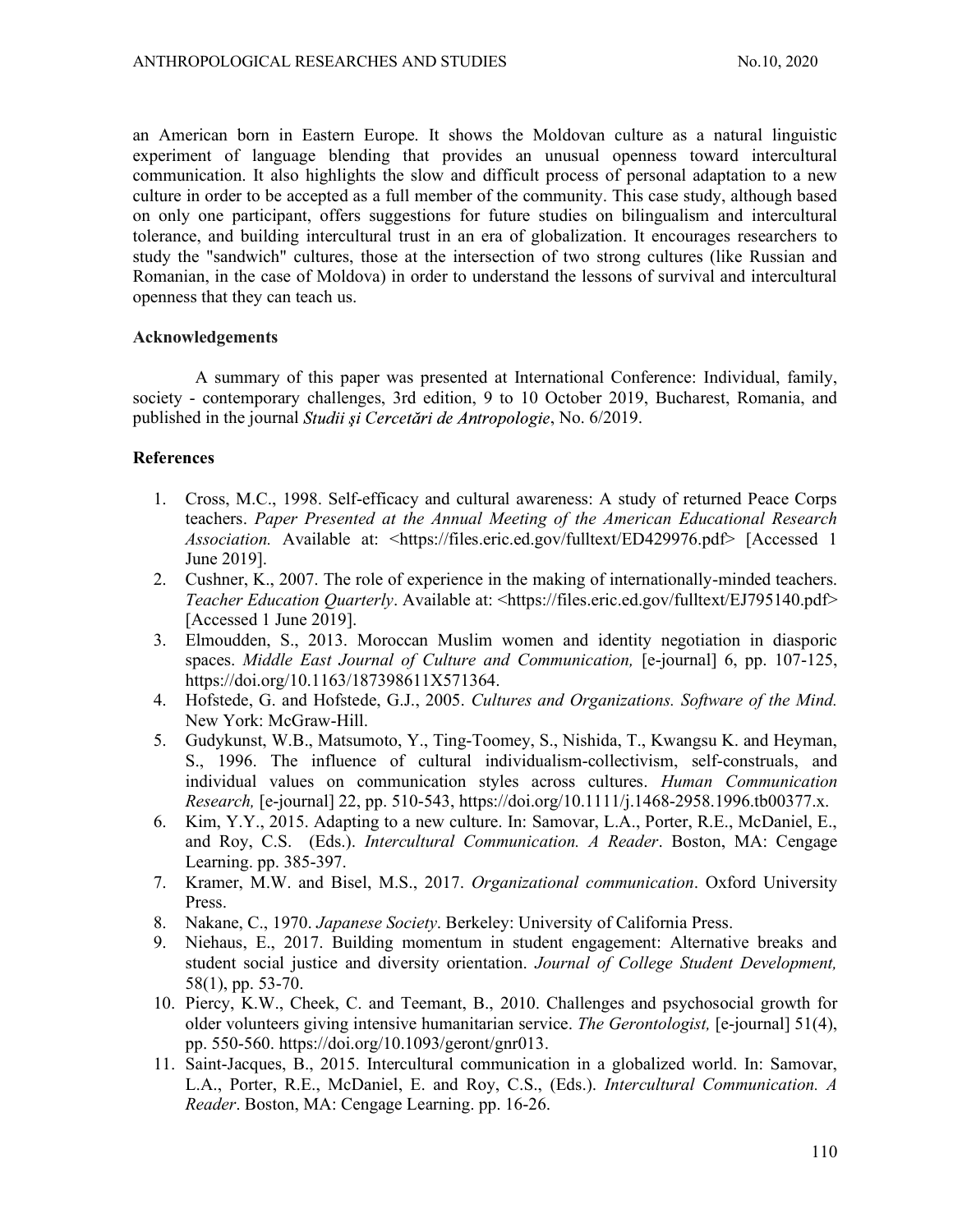an American born in Eastern Europe. It shows the Moldovan culture as a natural linguistic experiment of language blending that provides an unusual openness toward intercultural communication. It also highlights the slow and difficult process of personal adaptation to a new culture in order to be accepted as a full member of the community. This case study, although based on only one participant, offers suggestions for future studies on bilingualism and intercultural tolerance, and building intercultural trust in an era of globalization. It encourages researchers to study the "sandwich" cultures, those at the intersection of two strong cultures (like Russian and Romanian, in the case of Moldova) in order to understand the lessons of survival and intercultural openness that they can teach us.

## Acknowledgements

A summary of this paper was presented at International Conference: Individual, family, society - contemporary challenges, 3rd edition, 9 to 10 October 2019, Bucharest, Romania, and published in the journal *Studii şi Cercetări de Antropologie*, No. 6/2019.

## References

1. Cross, M.C., 1998. Self-efficacy and cultural awareness: A study of returned Peace Corps teachers. *Paper Presented at the Annual Meeting of the American Educational Research Association.* Available at: <https://files.eric.ed.gov/fulltext/ED429976.pdf> [Accessed 1 June 2019].
2. Cushner, K., 2007. The role of experience in the making of internationally-minded teachers. *Teacher Education Quarterly*. Available at: <https://files.eric.ed.gov/fulltext/EJ795140.pdf> [Accessed 1 June 2019].
3. Elmoudden, S., 2013. Moroccan Muslim women and identity negotiation in diasporic spaces. *Middle East Journal of Culture and Communication,* [e-journal] 6, pp. 107-125, https://doi.org/10.1163/187398611X571364.
4. Hofstede, G. and Hofstede, G.J., 2005. *Cultures and Organizations. Software of the Mind.* New York: McGraw-Hill.
5. Gudykunst, W.B., Matsumoto, Y., Ting-Toomey, S., Nishida, T., Kwangsu K. and Heyman, S., 1996. The influence of cultural individualism-collectivism, self-construals, and individual values on communication styles across cultures. *Human Communication Research,* [e-journal] 22, pp. 510-543, https://doi.org/10.1111/j.1468-2958.1996.tb00377.x.
6. Kim, Y.Y., 2015. Adapting to a new culture. In: Samovar, L.A., Porter, R.E., McDaniel, E., and Roy, C.S. (Eds.). *Intercultural Communication. A Reader*. Boston, MA: Cengage Learning. pp. 385-397.
7. Kramer, M.W. and Bisel, M.S., 2017. *Organizational communication*. Oxford University Press.
8. Nakane, C., 1970. *Japanese Society*. Berkeley: University of California Press.
9. Niehaus, E., 2017. Building momentum in student engagement: Alternative breaks and student social justice and diversity orientation. *Journal of College Student Development,* 58(1), pp. 53-70.
10. Piercy, K.W., Cheek, C. and Teemant, B., 2010. Challenges and psychosocial growth for older volunteers giving intensive humanitarian service. *The Gerontologist,* [e-journal] 51(4), pp. 550-560. https://doi.org/10.1093/geront/gnr013.
11. Saint-Jacques, B., 2015. Intercultural communication in a globalized world. In: Samovar, L.A., Porter, R.E., McDaniel, E. and Roy, C.S., (Eds.). *Intercultural Communication. A Reader*. Boston, MA: Cengage Learning. pp. 16-26.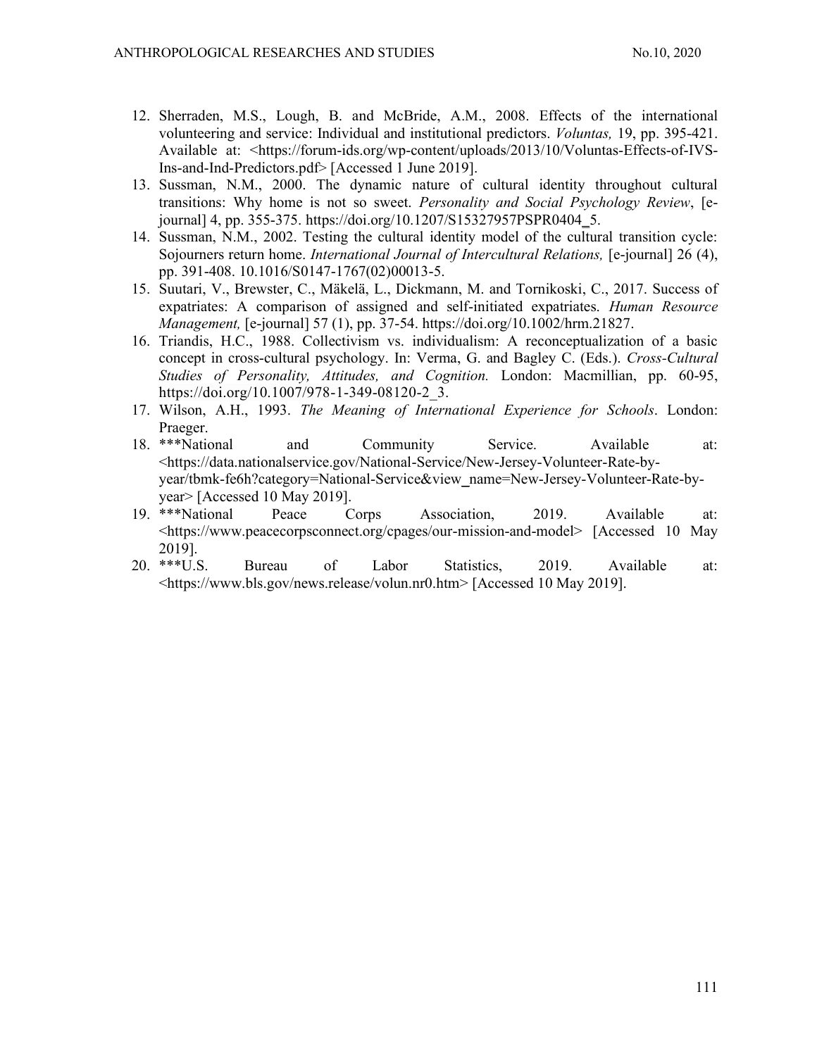12. Sherraden, M.S., Lough, B. and McBride, A.M., 2008. Effects of the international volunteering and service: Individual and institutional predictors. *Voluntas,* 19, pp. 395-421. Available at: <https://forum-ids.org/wp-content/uploads/2013/10/Voluntas-Effects-of-IVS-Ins-and-Ind-Predictors.pdf> [Accessed 1 June 2019].
13. Sussman, N.M., 2000. The dynamic nature of cultural identity throughout cultural transitions: Why home is not so sweet. *Personality and Social Psychology Review*, [e-journal] 4, pp. 355-375. https://doi.org/10.1207/S15327957PSPR0404_5.
14. Sussman, N.M., 2002. Testing the cultural identity model of the cultural transition cycle: Sojourners return home. *International Journal of Intercultural Relations,* [e-journal] 26 (4), pp. 391-408. 10.1016/S0147-1767(02)00013-5.
15. Suutari, V., Brewster, C., Mäkelä, L., Dickmann, M. and Tornikoski, C., 2017. Success of expatriates: A comparison of assigned and self-initiated expatriates. *Human Resource Management,* [e-journal] 57 (1), pp. 37-54. https://doi.org/10.1002/hrm.21827.
16. Triandis, H.C., 1988. Collectivism vs. individualism: A reconceptualization of a basic concept in cross-cultural psychology. In: Verma, G. and Bagley C. (Eds.). *Cross-Cultural Studies of Personality, Attitudes, and Cognition.* London: Macmillian, pp. 60-95, https://doi.org/10.1007/978-1-349-08120-2_3.
17. Wilson, A.H., 1993. *The Meaning of International Experience for Schools*. London: Praeger.
18. ***National and Community Service. Available at: <https://data.nationalservice.gov/National-Service/New-Jersey-Volunteer-Rate-by-year/tbmk-fe6h?category=National-Service&view_name=New-Jersey-Volunteer-Rate-by-year> [Accessed 10 May 2019].
19. ***National Peace Corps Association, 2019. Available at: <https://www.peacecorpsconnect.org/cpages/our-mission-and-model> [Accessed 10 May 2019].
20. ***U.S. Bureau of Labor Statistics, 2019. Available at: <https://www.bls.gov/news.release/volun.nr0.htm> [Accessed 10 May 2019].